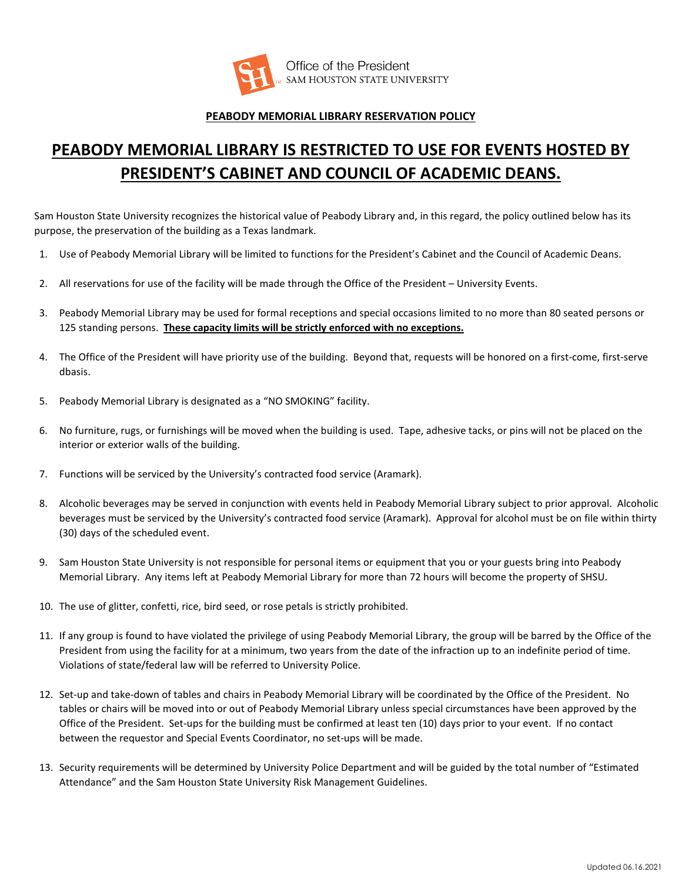Office of the President
SAM HOUSTON STATE UNIVERSITY

**PEABODY MEMORIAL LIBRARY RESERVATION POLICY**

# PEABODY MEMORIAL LIBRARY IS RESTRICTED TO USE FOR EVENTS HOSTED BY PRESIDENT'S CABINET AND COUNCIL OF ACADEMIC DEANS.

Sam Houston State University recognizes the historical value of Peabody Library and, in this regard, the policy outlined below has its purpose, the preservation of the building as a Texas landmark.

1. Use of Peabody Memorial Library will be limited to functions for the President's Cabinet and the Council of Academic Deans.

2. All reservations for use of the facility will be made through the Office of the President – University Events.

3. Peabody Memorial Library may be used for formal receptions and special occasions limited to no more than 80 seated persons or 125 standing persons. **These capacity limits will be strictly enforced with no exceptions.**

4. The Office of the President will have priority use of the building. Beyond that, requests will be honored on a first-come, first-serve dbasis.

5. Peabody Memorial Library is designated as a "NO SMOKING" facility.

6. No furniture, rugs, or furnishings will be moved when the building is used. Tape, adhesive tacks, or pins will not be placed on the interior or exterior walls of the building.

7. Functions will be serviced by the University's contracted food service (Aramark).

8. Alcoholic beverages may be served in conjunction with events held in Peabody Memorial Library subject to prior approval. Alcoholic beverages must be serviced by the University's contracted food service (Aramark). Approval for alcohol must be on file within thirty (30) days of the scheduled event.

9. Sam Houston State University is not responsible for personal items or equipment that you or your guests bring into Peabody Memorial Library. Any items left at Peabody Memorial Library for more than 72 hours will become the property of SHSU.

10. The use of glitter, confetti, rice, bird seed, or rose petals is strictly prohibited.

11. If any group is found to have violated the privilege of using Peabody Memorial Library, the group will be barred by the Office of the President from using the facility for at a minimum, two years from the date of the infraction up to an indefinite period of time. Violations of state/federal law will be referred to University Police.

12. Set-up and take-down of tables and chairs in Peabody Memorial Library will be coordinated by the Office of the President. No tables or chairs will be moved into or out of Peabody Memorial Library unless special circumstances have been approved by the Office of the President. Set-ups for the building must be confirmed at least ten (10) days prior to your event. If no contact between the requestor and Special Events Coordinator, no set-ups will be made.

13. Security requirements will be determined by University Police Department and will be guided by the total number of "Estimated Attendance" and the Sam Houston State University Risk Management Guidelines.

Updated 06.16.2021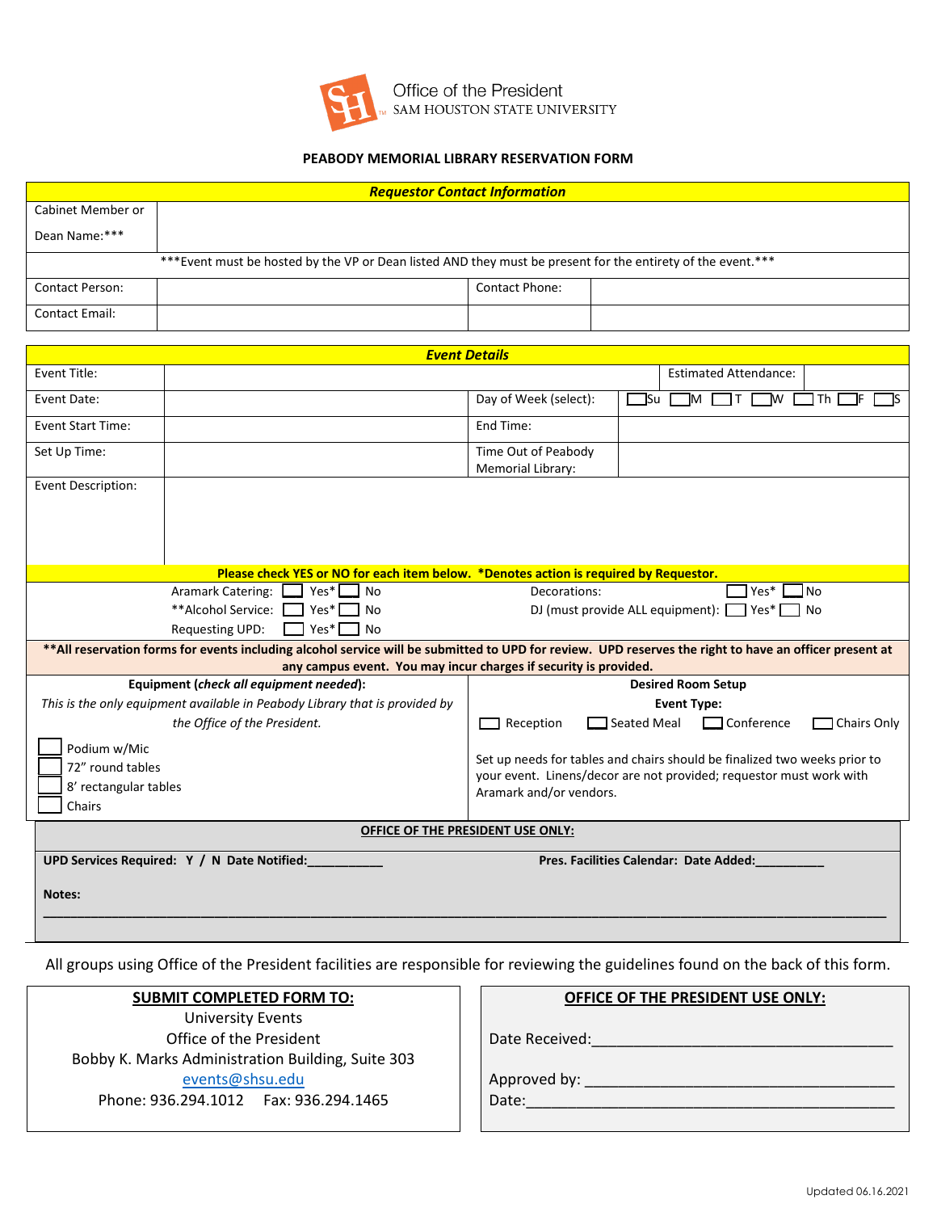Office of the President
SAM HOUSTON STATE UNIVERSITY

# PEABODY MEMORIAL LIBRARY RESERVATION FORM

| ***Requestor Contact Information*** | | | |
|---|---|---|---|
| Cabinet Member or Dean Name:*** | | | |
| ***Event must be hosted by the VP or Dean listed AND they must be present for the entirety of the event.*** | | | |
| Contact Person: | | Contact Phone: | |
| Contact Email: | | | |

| ***Event Details*** | | | |
|---|---|---|---|
| Event Title: | | Estimated Attendance: | |
| Event Date: | | Day of Week (select): | ☐Su ☐M ☐T ☐W ☐Th ☐F ☐S |
| Event Start Time: | | End Time: | |
| Set Up Time: | | Time Out of Peabody Memorial Library: | |
| Event Description: | | | |

**Please check YES or NO for each item below. *Denotes action is required by Requestor.**

| | | | |
|---|---|---|---|
| Aramark Catering: | ☐ Yes* ☐ No | Decorations: | ☐ Yes* ☐ No |
| **Alcohol Service: | ☐ Yes* ☐ No | DJ (must provide ALL equipment): | ☐ Yes* ☐ No |
| Requesting UPD: | ☐ Yes* ☐ No | | |

**\*\*All reservation forms for events including alcohol service will be submitted to UPD for review. UPD reserves the right to have an officer present at any campus event. You may incur charges if security is provided.**

**Equipment (*check all equipment needed*):**

*This is the only equipment available in Peabody Library that is provided by the Office of the President.*

- ☐ Podium w/Mic
- ☐ 72" round tables
- ☐ 8' rectangular tables
- ☐ Chairs

**Desired Room Setup**

**Event Type:**

☐ Reception ☐ Seated Meal ☐ Conference ☐ Chairs Only

Set up needs for tables and chairs should be finalized two weeks prior to your event. Linens/decor are not provided; requestor must work with Aramark and/or vendors.

**OFFICE OF THE PRESIDENT USE ONLY:**

**UPD Services Required: Y / N Date Notified:___________** **Pres. Facilities Calendar: Date Added:__________**

**Notes:**

_______________________________________________________________________________

All groups using Office of the President facilities are responsible for reviewing the guidelines found on the back of this form.

**SUBMIT COMPLETED FORM TO:**
University Events
Office of the President
Bobby K. Marks Administration Building, Suite 303
events@shsu.edu
Phone: 936.294.1012 Fax: 936.294.1465

**OFFICE OF THE PRESIDENT USE ONLY:**

Date Received:___________________________________

Approved by: ___________________________________
Date:___________________________________________

Updated 06.16.2021